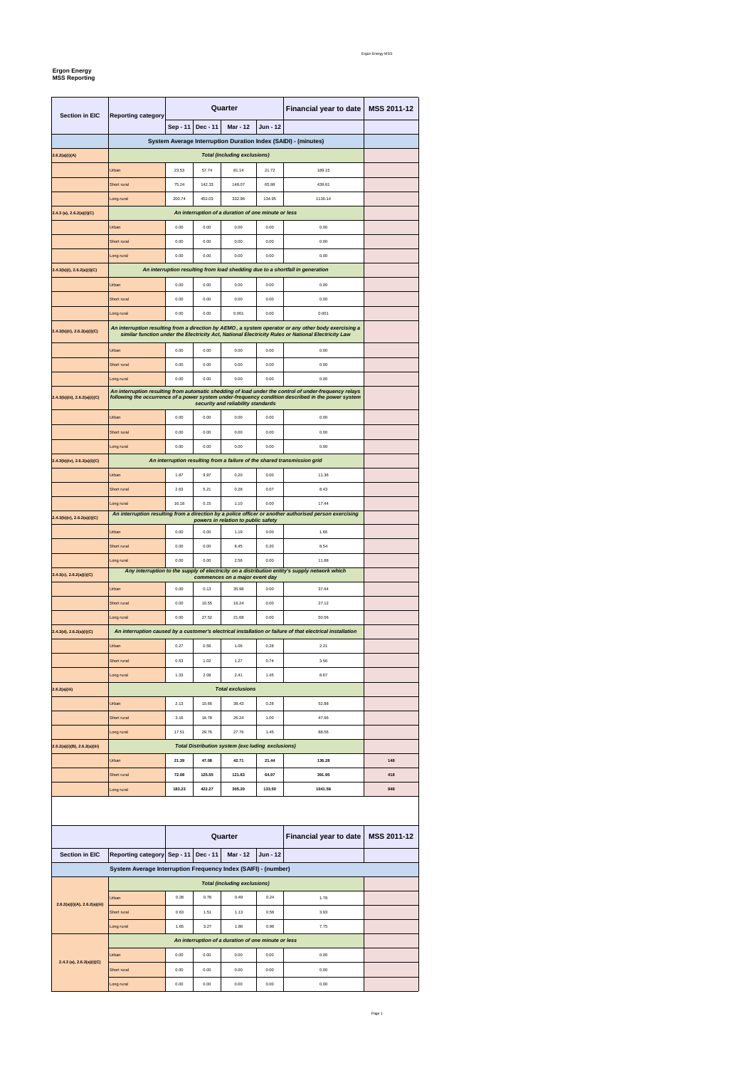# Ergon Energy
# MSS Reporting

| Section in EIC | Reporting category | Quarter | | | | Financial year to date | MSS 2011-12 |
|---|---|---|---|---|---|---|---|
| | | Sep - 11 | Dec - 11 | Mar - 12 | Jun - 12 | | |
| | System Average Interruption Duration Index (SAIDI) - (minutes) | | | | | | |
| 2.6.2(a)(i)(A) | *Total (including exclusions)* | | | | | | |
| | Urban | 23.53 | 57.74 | 81.14 | 21.72 | 189.15 | |
| | Short rural | 75.24 | 142.33 | 148.07 | 65.98 | 439.61 | |
| | Long rural | 200.74 | 452.03 | 332.96 | 134.95 | 1130.14 | |
| 2.4.3 (a), 2.6.2(a)(i)(C) | *An interruption of a duration of one minute or less* | | | | | | |
| | Urban | 0.00 | 0.00 | 0.00 | 0.00 | 0.00 | |
| | Short rural | 0.00 | 0.00 | 0.00 | 0.00 | 0.00 | |
| | Long rural | 0.00 | 0.00 | 0.00 | 0.00 | 0.00 | |
| 2.4.3(b)(i), 2.6.2(a)(i)(C) | *An interruption resulting from load shedding due to a shortfall in generation* | | | | | | |
| | Urban | 0.00 | 0.00 | 0.00 | 0.00 | 0.00 | |
| | Short rural | 0.00 | 0.00 | 0.00 | 0.00 | 0.00 | |
| | Long rural | 0.00 | 0.00 | 0.001 | 0.00 | 0.001 | |
| 2.4.3(b)(ii), 2.6.2(a)(i)(C) | *An interruption resulting from a direction by AEMO , a system operator or any other body exercising a similar function under the Electricity Act, National Electricity Rules or National Electricity Law* | | | | | | |
| | Urban | 0.00 | 0.00 | 0.00 | 0.00 | 0.00 | |
| | Short rural | 0.00 | 0.00 | 0.00 | 0.00 | 0.00 | |
| | Long rural | 0.00 | 0.00 | 0.00 | 0.00 | 0.00 | |
| 2.4.3(b)(iii), 2.6.2(a)(i)(C) | *An interruption resulting from automatic shedding of load under the control of under-frequency relays following the occurrence of a power system under-frequency condition described in the power system security and reliability standards* | | | | | | |
| | Urban | 0.00 | 0.00 | 0.00 | 0.00 | 0.00 | |
| | Short rural | 0.00 | 0.00 | 0.00 | 0.00 | 0.00 | |
| | Long rural | 0.00 | 0.00 | 0.00 | 0.00 | 0.00 | |
| 2.4.3(b)(iv), 2.6.2(a)(i)(C) | *An interruption resulting from a failure of the shared transmission grid* | | | | | | |
| | Urban | 1.87 | 9.97 | 0.20 | 0.00 | 11.36 | |
| | Short rural | 2.63 | 5.21 | 0.28 | 0.07 | 8.43 | |
| | Long rural | 16.18 | 0.15 | 1.10 | 0.00 | 17.44 | |
| 2.4.3(b)(v), 2.6.2(a)(i)(C) | *An interruption resulting from a direction by a police officer or another authorised person exercising powers in relation to public safety* | | | | | | |
| | Urban | 0.00 | 0.00 | 1.19 | 0.00 | 1.66 | |
| | Short rural | 0.00 | 0.00 | 8.45 | 0.20 | 8.54 | |
| | Long rural | 0.00 | 0.00 | 2.56 | 0.00 | 11.88 | |
| 2.4.3(c), 2.6.2(a)(i)(C) | *Any interruption to the supply of electricity on a distribution entity's supply network which commences on a major event day* | | | | | | |
| | Urban | 0.00 | 0.13 | 35.98 | 0.00 | 37.64 | |
| | Short rural | 0.00 | 10.55 | 16.24 | 0.00 | 27.12 | |
| | Long rural | 0.00 | 27.52 | 21.68 | 0.00 | 50.56 | |
| 2.4.3(d), 2.6.2(a)(i)(C) | *An interruption caused by a customer's electrical installation or failure of that electrical installation* | | | | | | |
| | Urban | 0.27 | 0.56 | 1.06 | 0.28 | 2.21 | |
| | Short rural | 0.53 | 1.02 | 1.27 | 0.74 | 3.56 | |
| | Long rural | 1.33 | 2.08 | 2.41 | 1.45 | 8.67 | |
| 2.6.2(a)(iii) | *Total exclusions* | | | | | | |
| | Urban | 2.13 | 10.66 | 38.43 | 0.28 | 52.88 | |
| | Short rural | 3.16 | 16.78 | 26.24 | 1.00 | 47.66 | |
| | Long rural | 17.51 | 29.76 | 27.76 | 1.45 | 88.56 | |
| 2.6.2(a)(i)(B), 2.6.2(a)(iii) | *Total Distribution system (exc luding exclusions)* | | | | | | |
| | Urban | **21.39** | **47.08** | **42.71** | **21.44** | **136.28** | **148** |
| | Short rural | **72.08** | **125.55** | **121.83** | **64.97** | **391.95** | **418** |
| | Long rural | **183.23** | **422.27** | **305.20** | **133.50** | **1041.58** | **948** |

| Section in EIC | Reporting category | Quarter | | | | Financial year to date | MSS 2011-12 |
|---|---|---|---|---|---|---|---|
| | | Sep - 11 | Dec - 11 | Mar - 12 | Jun - 12 | | |
| System Average Interruption Frequency Index (SAIFI) - (number) | | | | | | | |
| | *Total (including exclusions)* | | | | | | |
| 2.6.2(a)(i)(A), 2.6.2(a)(iii) | Urban | 0.28 | 0.78 | 0.49 | 0.24 | 1.78 | |
| | Short rural | 0.63 | 1.51 | 1.13 | 0.56 | 3.93 | |
| | Long rural | 1.65 | 3.27 | 1.86 | 0.96 | 7.75 | |
| | *An interruption of a duration of one minute or less* | | | | | | |
| 2.4.3 (a), 2.6.2(a)(i)(C) | Urban | 0.00 | 0.00 | 0.00 | 0.00 | 0.00 | |
| | Short rural | 0.00 | 0.00 | 0.00 | 0.00 | 0.00 | |
| | Long rural | 0.00 | 0.00 | 0.00 | 0.00 | 0.00 | |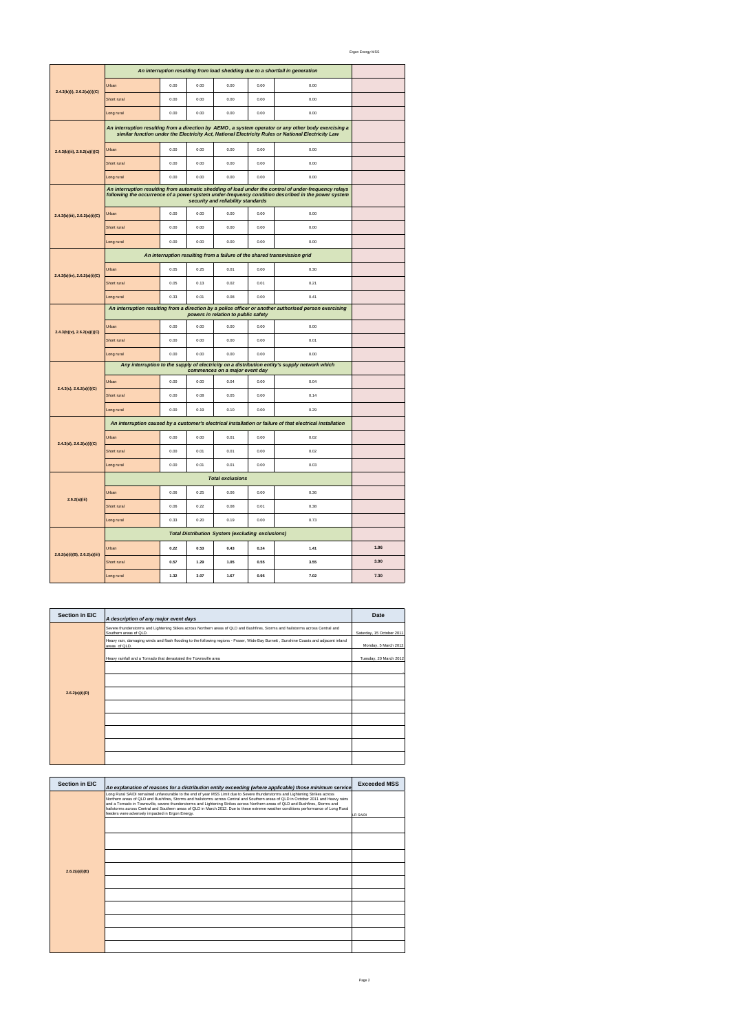| | | | | | | | |
|---|---|---|---|---|---|---|---|
| **2.4.3(b)(i), 2.6.2(a)(i)(C)** | *An interruption resulting from load shedding due to a shortfall in generation* | | | | | | |
| | Urban | 0.00 | 0.00 | 0.00 | 0.00 | 0.00 | |
| | Short rural | 0.00 | 0.00 | 0.00 | 0.00 | 0.00 | |
| | Long rural | 0.00 | 0.00 | 0.00 | 0.00 | 0.00 | |
| **2.4.3(b)(ii), 2.6.2(a)(i)(C)** | *An interruption resulting from a direction by AEMO, a system operator or any other body exercising a similar function under the Electricity Act, National Electricity Rules or National Electricity Law* | | | | | | |
| | Urban | 0.00 | 0.00 | 0.00 | 0.00 | 0.00 | |
| | Short rural | 0.00 | 0.00 | 0.00 | 0.00 | 0.00 | |
| | Long rural | 0.00 | 0.00 | 0.00 | 0.00 | 0.00 | |
| **2.4.3(b)(iii), 2.6.2(a)(i)(C)** | *An interruption resulting from automatic shedding of load under the control of under-frequency relays following the occurrence of a power system under-frequency condition described in the power system security and reliability standards* | | | | | | |
| | Urban | 0.00 | 0.00 | 0.00 | 0.00 | 0.00 | |
| | Short rural | 0.00 | 0.00 | 0.00 | 0.00 | 0.00 | |
| | Long rural | 0.00 | 0.00 | 0.00 | 0.00 | 0.00 | |
| **2.4.3(b)(iv), 2.6.2(a)(i)(C)** | *An interruption resulting from a failure of the shared transmission grid* | | | | | | |
| | Urban | 0.05 | 0.25 | 0.01 | 0.00 | 0.30 | |
| | Short rural | 0.05 | 0.13 | 0.02 | 0.01 | 0.21 | |
| | Long rural | 0.33 | 0.01 | 0.08 | 0.00 | 0.41 | |
| **2.4.3(b)(v), 2.6.2(a)(i)(C)** | *An interruption resulting from a direction by a police officer or another authorised person exercising powers in relation to public safety* | | | | | | |
| | Urban | 0.00 | 0.00 | 0.00 | 0.00 | 0.00 | |
| | Short rural | 0.00 | 0.00 | 0.00 | 0.00 | 0.01 | |
| | Long rural | 0.00 | 0.00 | 0.00 | 0.00 | 0.00 | |
| **2.4.3(c), 2.6.2(a)(i)(C)** | *Any interruption to the supply of electricity on a distribution entity's supply network which commences on a major event day* | | | | | | |
| | Urban | 0.00 | 0.00 | 0.04 | 0.00 | 0.04 | |
| | Short rural | 0.00 | 0.08 | 0.05 | 0.00 | 0.14 | |
| | Long rural | 0.00 | 0.19 | 0.10 | 0.00 | 0.29 | |
| **2.4.3(d), 2.6.2(a)(i)(C)** | *An interruption caused by a customer's electrical installation or failure of that electrical installation* | | | | | | |
| | Urban | 0.00 | 0.00 | 0.01 | 0.00 | 0.02 | |
| | Short rural | 0.00 | 0.01 | 0.01 | 0.00 | 0.02 | |
| | Long rural | 0.00 | 0.01 | 0.01 | 0.00 | 0.03 | |
| **2.6.2(a)(iii)** | ***Total exclusions*** | | | | | | |
| | Urban | 0.06 | 0.25 | 0.06 | 0.00 | 0.36 | |
| | Short rural | 0.06 | 0.22 | 0.08 | 0.01 | 0.38 | |
| | Long rural | 0.33 | 0.20 | 0.19 | 0.00 | 0.73 | |
| **2.6.2(a)(i)(B), 2.6.2(a)(iii)** | ***Total Distribution System (excluding exclusions)*** | | | | | | |
| | Urban | **0.22** | **0.53** | **0.43** | **0.24** | **1.41** | **1.96** |
| | Short rural | **0.57** | **1.29** | **1.05** | **0.55** | **3.55** | **3.90** |
| | Long rural | **1.32** | **3.07** | **1.67** | **0.95** | **7.02** | **7.30** |

| Section in EIC | *A description of any major event days* | Date |
|---|---|---|
| **2.6.2(a)(i)(D)** | Severe thunderstorms and Lightening Stikes across Northern areas of QLD and Bushfires, Storms and hailstorms across Central and Southern areas of QLD. | Saturday, 15 October 2011 |
| | Heavy rain, damaging winds and flash flooding to the following regions - Fraser, Wide Bay Burnett , Sunshine Coasts and adjacent inland areas of QLD. | Monday, 5 March 2012 |
| | Heavy rainfall and a Tornado that devastated the Townsville area. | Tuesday, 20 March 2012 |
| | | |
| | | |
| | | |
| | | |
| | | |
| | | |
| | | |

| Section in EIC | *An explanation of reasons for a distribution entity exceeding (where applicable) those minimum service* | Exceeded MSS |
|---|---|---|
| **2.6.2(a)(i)(E)** | Long Rural SAIDI remained unfavourable to the end of year MSS Limit due to Severe thunderstorms and Lightening Strikes across Northern areas of QLD and Bushfires, Storms and hailstorms across Central and Southern areas of QLD in October 2011 and Heavy rains and a Tornado in Townsville, severe thunderstorms and Lightening Strikes across Northern areas of QLD and Bushfires, Storms and hailstorms across Central and Southern areas of QLD in March 2012. Due to these extreme weather conditions performance of Long Rural feeders were adversely impacted in Ergon Energy. | LR SAIDI |
| | | |
| | | |
| | | |
| | | |
| | | |
| | | |
| | | |
| | | |
| | | |
| | | |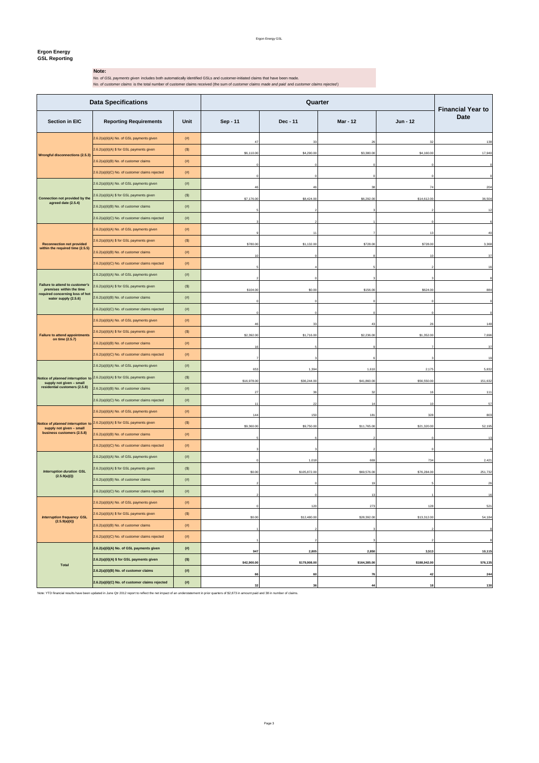**Ergon Energy**
**GSL Reporting**

**Note:**

*No. of GSL payments given* includes both automatically identified GSLs and customer-initiated claims that have been made.
*No. of customer claims* is the total number of customer claims received (the sum of *customer claims made and paid* and *customer claims rejected*)

| Data Specifications | | | Quarter | | | | Financial Year to Date |
|---|---|---|---|---|---|---|---|
| Section in EIC | Reporting Requirements | Unit | Sep - 11 | Dec - 11 | Mar - 12 | Jun - 12 | |
| Wrongful disconnections (2.5.3) | 2.6.2(a)(ii)(A) No. of GSL payments given | (#) | 47 | 33 | 26 | 32 | 138 |
| | 2.6.2(a)(ii)(A) $ for GSL payments given | ($) | $6,110.00 | $4,290.00 | $3,380.00 | $4,160.00 | 17,940 |
| | 2.6.2(a)(ii)(B) No. of customer claims | (#) | 0 | 0 | 0 | 0 | 0 |
| | 2.6.2(a)(ii)(C) No. of customer claims rejected | (#) | 0 | 0 | 0 | 0 | 0 |
| Connection not provided by the agreed date (2.5.4) | 2.6.2(a)(ii)(A) No. of GSL payments given | (#) | 46 | 46 | 38 | 74 | 204 |
| | 2.6.2(a)(ii)(A) $ for GSL payments given | ($) | $7,176.00 | $8,424.00 | $6,292.00 | $14,612.00 | 36,504 |
| | 2.6.2(a)(ii)(B) No. of customer claims | (#) | 5 | 2 | 3 | 2 | 12 |
| | 2.6.2(a)(ii)(C) No. of customer claims rejected | (#) | 3 | 2 | 1 | 0 | 6 |
| Reconnection not provided within the required time (2.5.5) | 2.6.2(a)(ii)(A) No. of GSL payments given | (#) | 9 | 11 | 7 | 13 | 40 |
| | 2.6.2(a)(ii)(A) $ for GSL payments given | ($) | $780.00 | $1,132.00 | $728.00 | $728.00 | 3,368 |
| | 2.6.2(a)(ii)(B) No. of customer claims | (#) | 10 | 9 | 8 | 10 | 37 |
| | 2.6.2(a)(ii)(C) No. of customer claims rejected | (#) | 5 | 4 | 5 | 2 | 16 |
| Failure to attend to *customer's premises* within the time required concerning loss of hot water supply (2.5.6) | 2.6.2(a)(ii)(A) No. of GSL payments given | (#) | 2 | 0 | 3 | 3 | 8 |
| | 2.6.2(a)(ii)(A) $ for GSL payments given | ($) | $104.00 | $0.00 | $156.00 | $624.00 | 884 |
| | 2.6.2(a)(ii)(B) No. of customer claims | (#) | 0 | 0 | 0 | 0 | 0 |
| | 2.6.2(a)(ii)(C) No. of customer claims rejected | (#) | 0 | 0 | 0 | 0 | 0 |
| Failure to attend appointments on time (2.5.7) | 2.6.2(a)(ii)(A) No. of GSL payments given | (#) | 46 | 33 | 43 | 26 | 148 |
| | 2.6.2(a)(ii)(A) $ for GSL payments given | ($) | $2,392.00 | $1,716.00 | $2,236.00 | $1,352.00 | 7,696 |
| | 2.6.2(a)(ii)(B) No. of customer claims | (#) | 16 | 5 | 9 | 7 | 37 |
| | 2.6.2(a)(ii)(C) No. of customer claims rejected | (#) | 7 | 3 | 6 | 3 | 19 |
| Notice of *planned interruption* to supply not given – small residential customers (2.5.8) | 2.6.2(a)(ii)(A) No. of GSL payments given | (#) | 653 | 1,394 | 1,610 | 2,175 | 5,832 |
| | 2.6.2(a)(ii)(A) $ for GSL payments given | ($) | $16,978.00 | $36,244.00 | $41,860.00 | $56,550.00 | 151,632 |
| | 2.6.2(a)(ii)(B) No. of customer claims | (#) | 27 | 36 | 32 | 16 | 111 |
| | 2.6.2(a)(ii)(C) No. of customer claims rejected | (#) | 11 | 22 | 14 | 10 | 57 |
| Notice of *planned interruption* to supply not given – small business customers (2.5.8) | 2.6.2(a)(ii)(A) No. of GSL payments given | (#) | 144 | 150 | 181 | 328 | 803 |
| | 2.6.2(a)(ii)(A) $ for GSL payments given | ($) | $9,360.00 | $9,750.00 | $11,765.00 | $21,320.00 | 52,195 |
| | 2.6.2(a)(ii)(B) No. of customer claims | (#) | 5 | 6 | 2 | 0 | 13 |
| | 2.6.2(a)(ii)(C) No. of customer claims rejected | (#) | 3 | 3 | 2 | 0 | 8 |
| *Interruption duration* GSL (2.5.9(a)(i)) | 2.6.2(a)(ii)(A) No. of GSL payments given | (#) | 0 | 1,018 | 669 | 734 | 2,421 |
| | 2.6.2(a)(ii)(A) $ for GSL payments given | ($) | $0.00 | $105,872.00 | $69,576.00 | $76,284.00 | 251,732 |
| | 2.6.2(a)(ii)(B) No. of customer claims | (#) | 2 | 0 | 19 | 5 | 26 |
| | 2.6.2(a)(ii)(C) No. of customer claims rejected | (#) | 2 | 0 | 13 | 1 | 16 |
| *Interruption frequency* GSL (2.5.9(a)(ii)) | 2.6.2(a)(ii)(A) No. of GSL payments given | (#) | 0 | 120 | 273 | 128 | 521 |
| | 2.6.2(a)(ii)(A) $ for GSL payments given | ($) | $0.00 | $12,480.00 | $28,392.00 | $13,312.00 | 54,184 |
| | 2.6.2(a)(ii)(B) No. of customer claims | (#) | 1 | 2 | 3 | 2 | 8 |
| | 2.6.2(a)(ii)(C) No. of customer claims rejected | (#) | 1 | 2 | 3 | 2 | 8 |
| **Total** | **2.6.2(a)(ii)(A) No. of GSL payments given** | **(#)** | **947** | **2,805** | **2,850** | **3,513** | **10,115** |
| | **2.6.2(a)(ii)(A) $ for GSL payments given** | **($)** | **$42,900.00** | **$179,908.00** | **$164,385.00** | **$188,942.00** | **576,135** |
| | **2.6.2(a)(ii)(B) No. of customer claims** | **(#)** | **66** | **60** | **76** | **42** | **244** |
| | **2.6.2(a)(ii)(C) No. of customer claims rejected** | **(#)** | **32** | **36** | **44** | **18** | **130** |

Note: YTD financial results have been updated in June Qtr 2012 report to reflect the net impact of an understatement in prior quarters of $2,873 in amount paid and 38 in number of claims.